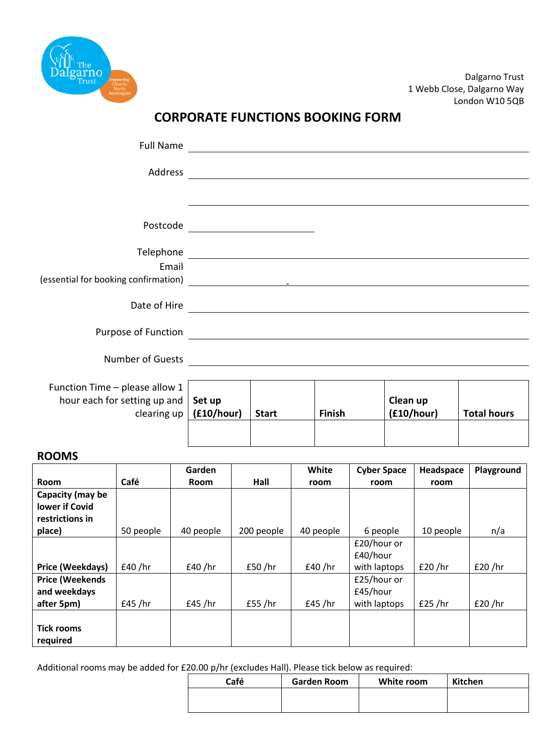Dalgarno Trust
1 Webb Close, Dalgarno Way
London W10 5QB

# CORPORATE FUNCTIONS BOOKING FORM

Full Name ______________________________

Address ______________________________

______________________________

Postcode ____________________

Telephone ______________________________

Email (essential for booking confirmation) ______________________________

Date of Hire ______________________________

Purpose of Function ______________________________

Number of Guests ______________________________

Function Time – please allow 1 hour each for setting up and clearing up

| Set up (£10/hour) | Start | Finish | Clean up (£10/hour) | Total hours |
|---|---|---|---|---|
| | | | | |

## ROOMS

| Room | Café | Garden Room | Hall | White room | Cyber Space room | Headspace room | Playground |
|---|---|---|---|---|---|---|---|
| **Capacity (may be lower if Covid restrictions in place)** | 50 people | 40 people | 200 people | 40 people | 6 people | 10 people | n/a |
| **Price (Weekdays)** | £40 /hr | £40 /hr | £50 /hr | £40 /hr | £20/hour or £40/hour with laptops | £20 /hr | £20 /hr |
| **Price (Weekends and weekdays after 5pm)** | £45 /hr | £45 /hr | £55 /hr | £45 /hr | £25/hour or £45/hour with laptops | £25 /hr | £20 /hr |
| **Tick rooms required** | | | | | | | |

Additional rooms may be added for £20.00 p/hr (excludes Hall). Please tick below as required:

| Café | Garden Room | White room | Kitchen |
|---|---|---|---|
| | | | |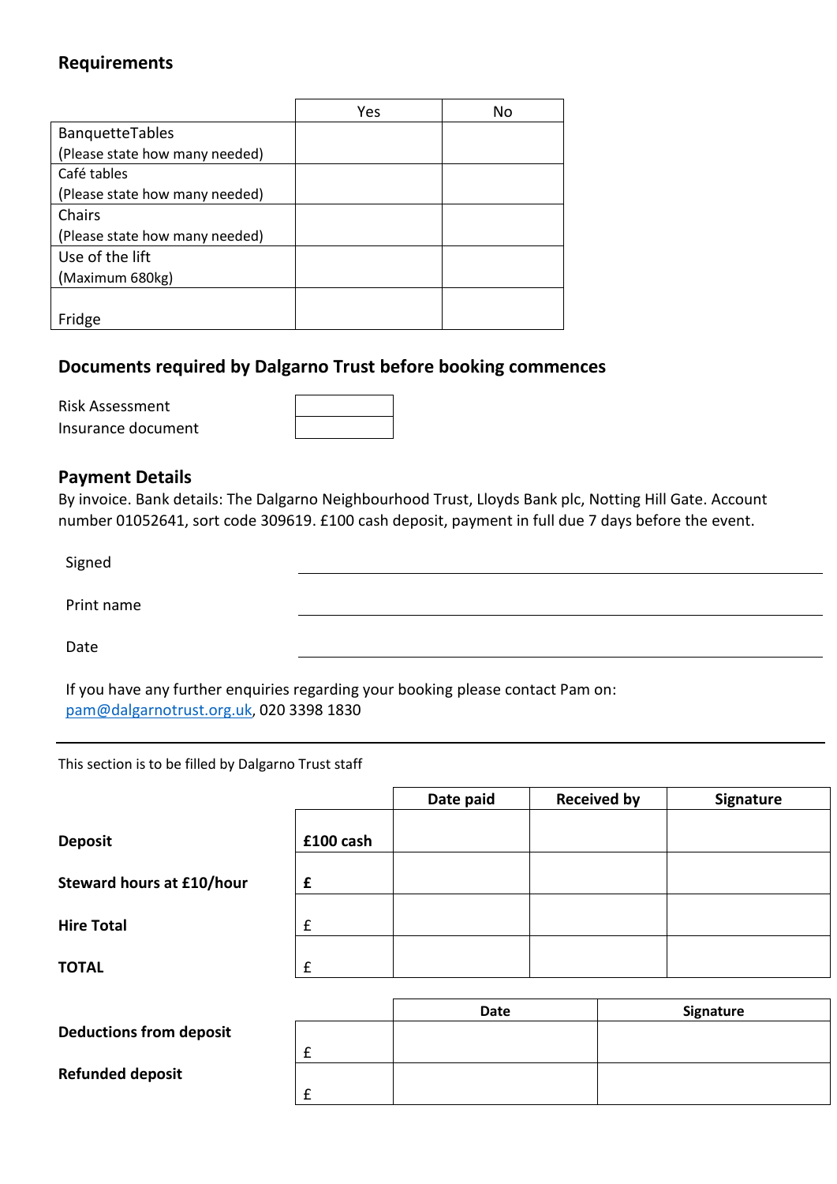### Requirements

| | Yes | No |
|---|---|---|
| BanquetteTables (Please state how many needed) | | |
| Café tables (Please state how many needed) | | |
| Chairs (Please state how many needed) | | |
| Use of the lift (Maximum 680kg) | | |
| Fridge | | |

### Documents required by Dalgarno Trust before booking commences

| | |
|---|---|
| Risk Assessment | |
| Insurance document | |

### Payment Details

By invoice. Bank details: The Dalgarno Neighbourhood Trust, Lloyds Bank plc, Notting Hill Gate. Account number 01052641, sort code 309619. £100 cash deposit, payment in full due 7 days before the event.

Signed ______________________________

Print name ______________________________

Date ______________________________

If you have any further enquiries regarding your booking please contact Pam on: pam@dalgarnotrust.org.uk, 020 3398 1830

---

This section is to be filled by Dalgarno Trust staff

| | | Date paid | Received by | Signature |
|---|---|---|---|---|
| **Deposit** | **£100 cash** | | | |
| **Steward hours at £10/hour** | **£** | | | |
| **Hire Total** | £ | | | |
| **TOTAL** | £ | | | |

| | | Date | Signature |
|---|---|---|---|
| **Deductions from deposit** | £ | | |
| **Refunded deposit** | £ | | |